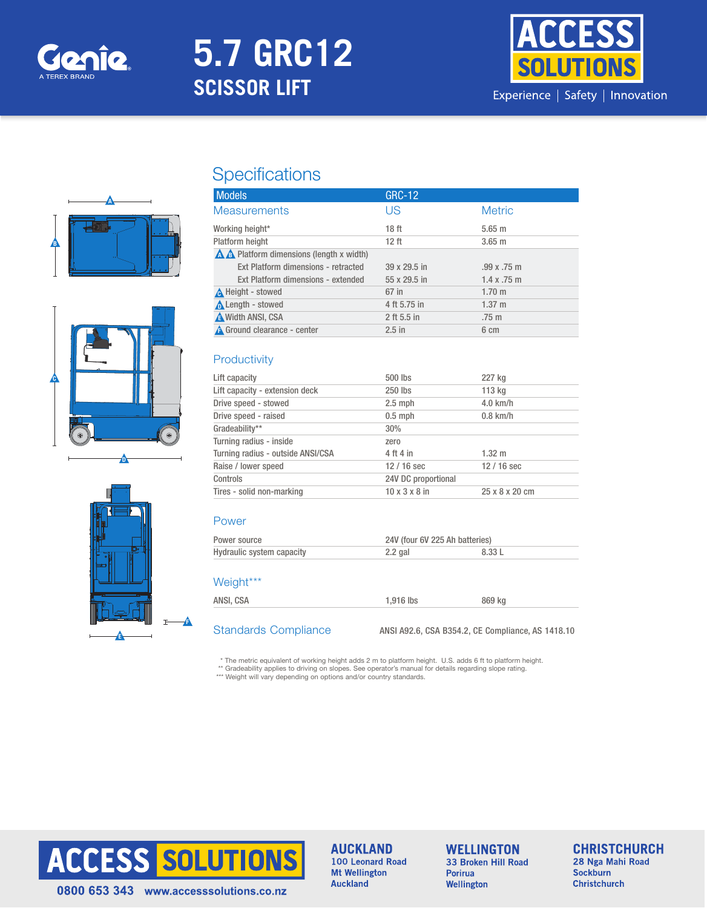Genie
A TEREX BRAND

# 5.7 GRC12

## SCISSOR LIFT

ACCESS SOLUTIONS

Experience | Safety | Innovation

## Specifications

| Models | GRC-12 | |
|---|---|---|
| **Measurements** | **US** | **Metric** |
| Working height* | 18 ft | 5.65 m |
| Platform height | 12 ft | 3.65 m |
| A B Platform dimensions (length x width) | | |
| Ext Platform dimensions - retracted | 39 x 29.5 in | .99 x .75 m |
| Ext Platform dimensions - extended | 55 x 29.5 in | 1.4 x .75 m |
| C Height - stowed | 67 in | 1.70 m |
| D Length - stowed | 4 ft 5.75 in | 1.37 m |
| E Width ANSI, CSA | 2 ft 5.5 in | .75 m |
| F Ground clearance - center | 2.5 in | 6 cm |

### Productivity

| | | |
|---|---|---|
| Lift capacity | 500 lbs | 227 kg |
| Lift capacity - extension deck | 250 lbs | 113 kg |
| Drive speed - stowed | 2.5 mph | 4.0 km/h |
| Drive speed - raised | 0.5 mph | 0.8 km/h |
| Gradeability** | 30% | |
| Turning radius - inside | zero | |
| Turning radius - outside ANSI/CSA | 4 ft 4 in | 1.32 m |
| Raise / lower speed | 12 / 16 sec | 12 / 16 sec |
| Controls | 24V DC proportional | |
| Tires - solid non-marking | 10 x 3 x 8 in | 25 x 8 x 20 cm |

### Power

| | | |
|---|---|---|
| Power source | 24V (four 6V 225 Ah batteries) | |
| Hydraulic system capacity | 2.2 gal | 8.33 L |

### Weight***

| | | |
|---|---|---|
| ANSI, CSA | 1,916 lbs | 869 kg |

### Standards Compliance

ANSI A92.6, CSA B354.2, CE Compliance, AS 1418.10

\* The metric equivalent of working height adds 2 m to platform height. U.S. adds 6 ft to platform height.
** Gradeability applies to driving on slopes. See operator's manual for details regarding slope rating.
*** Weight will vary depending on options and/or country standards.

ACCESS SOLUTIONS
0800 653 343 www.accesssolutions.co.nz

**AUCKLAND**
100 Leonard Road
Mt Wellington
Auckland

**WELLINGTON**
33 Broken Hill Road
Porirua
Wellington

**CHRISTCHURCH**
28 Nga Mahi Road
Sockburn
Christchurch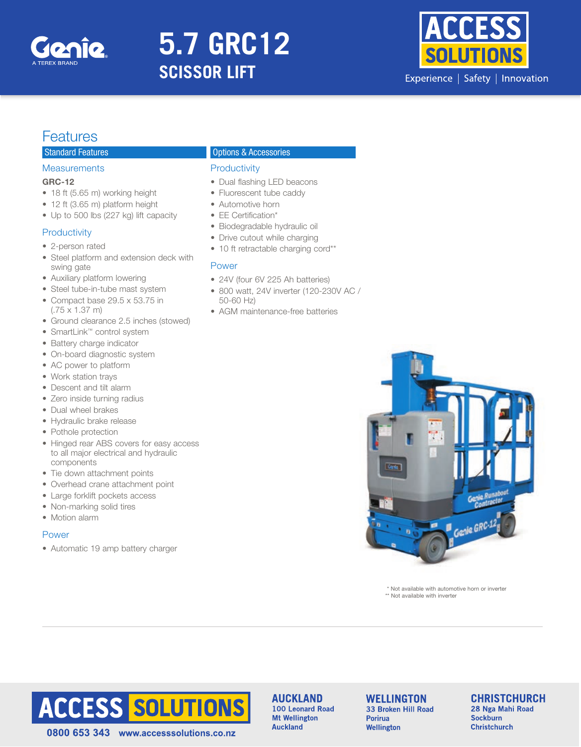# 5.7 GRC12

## SCISSOR LIFT

Experience | Safety | Innovation

# Features

## Standard Features

### Measurements

**GRC-12**

- 18 ft (5.65 m) working height
- 12 ft (3.65 m) platform height
- Up to 500 lbs (227 kg) lift capacity

### Productivity

- 2-person rated
- Steel platform and extension deck with swing gate
- Auxiliary platform lowering
- Steel tube-in-tube mast system
- Compact base 29.5 x 53.75 in (.75 x 1.37 m)
- Ground clearance 2.5 inches (stowed)
- SmartLink™ control system
- Battery charge indicator
- On-board diagnostic system
- AC power to platform
- Work station trays
- Descent and tilt alarm
- Zero inside turning radius
- Dual wheel brakes
- Hydraulic brake release
- Pothole protection
- Hinged rear ABS covers for easy access to all major electrical and hydraulic components
- Tie down attachment points
- Overhead crane attachment point
- Large forklift pockets access
- Non-marking solid tires
- Motion alarm

### Power

- Automatic 19 amp battery charger

## Options & Accessories

### Productivity

- Dual flashing LED beacons
- Fluorescent tube caddy
- Automotive horn
- EE Certification*
- Biodegradable hydraulic oil
- Drive cutout while charging
- 10 ft retractable charging cord**

### Power

- 24V (four 6V 225 Ah batteries)
- 800 watt, 24V inverter (120-230V AC / 50-60 Hz)
- AGM maintenance-free batteries

\* Not available with automotive horn or inverter
\** Not available with inverter

ACCESS SOLUTIONS

0800 653 343 www.accesssolutions.co.nz

**AUCKLAND**
100 Leonard Road
Mt Wellington
Auckland

**WELLINGTON**
33 Broken Hill Road
Porirua
Wellington

**CHRISTCHURCH**
28 Nga Mahi Road
Sockburn
Christchurch